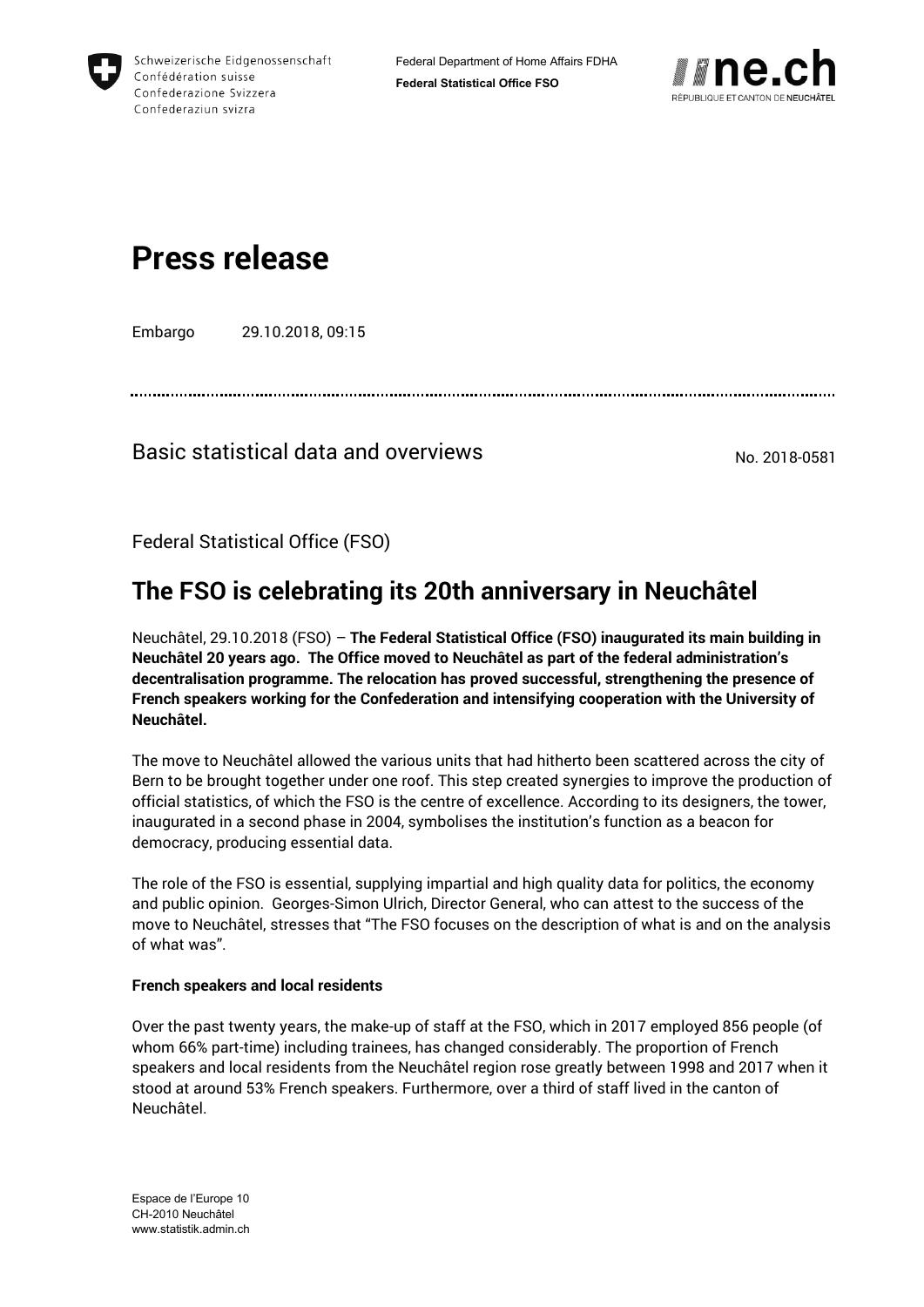Schweizerische Eidgenossenschaft
Confédération suisse
Confederazione Svizzera
Confederaziun svizra

Federal Department of Home Affairs FDHA
**Federal Statistical Office FSO**

ne.ch
RÉPUBLIQUE ET CANTON DE NEUCHÂTEL

# Press release

Embargo 29.10.2018, 09:15

Basic statistical data and overviews

No. 2018-0581

Federal Statistical Office (FSO)

## The FSO is celebrating its 20th anniversary in Neuchâtel

Neuchâtel, 29.10.2018 (FSO) – **The Federal Statistical Office (FSO) inaugurated its main building in Neuchâtel 20 years ago. The Office moved to Neuchâtel as part of the federal administration's decentralisation programme. The relocation has proved successful, strengthening the presence of French speakers working for the Confederation and intensifying cooperation with the University of Neuchâtel.**

The move to Neuchâtel allowed the various units that had hitherto been scattered across the city of Bern to be brought together under one roof. This step created synergies to improve the production of official statistics, of which the FSO is the centre of excellence. According to its designers, the tower, inaugurated in a second phase in 2004, symbolises the institution's function as a beacon for democracy, producing essential data.

The role of the FSO is essential, supplying impartial and high quality data for politics, the economy and public opinion. Georges-Simon Ulrich, Director General, who can attest to the success of the move to Neuchâtel, stresses that "The FSO focuses on the description of what is and on the analysis of what was".

**French speakers and local residents**

Over the past twenty years, the make-up of staff at the FSO, which in 2017 employed 856 people (of whom 66% part-time) including trainees, has changed considerably. The proportion of French speakers and local residents from the Neuchâtel region rose greatly between 1998 and 2017 when it stood at around 53% French speakers. Furthermore, over a third of staff lived in the canton of Neuchâtel.

Espace de l'Europe 10
CH-2010 Neuchâtel
www.statistik.admin.ch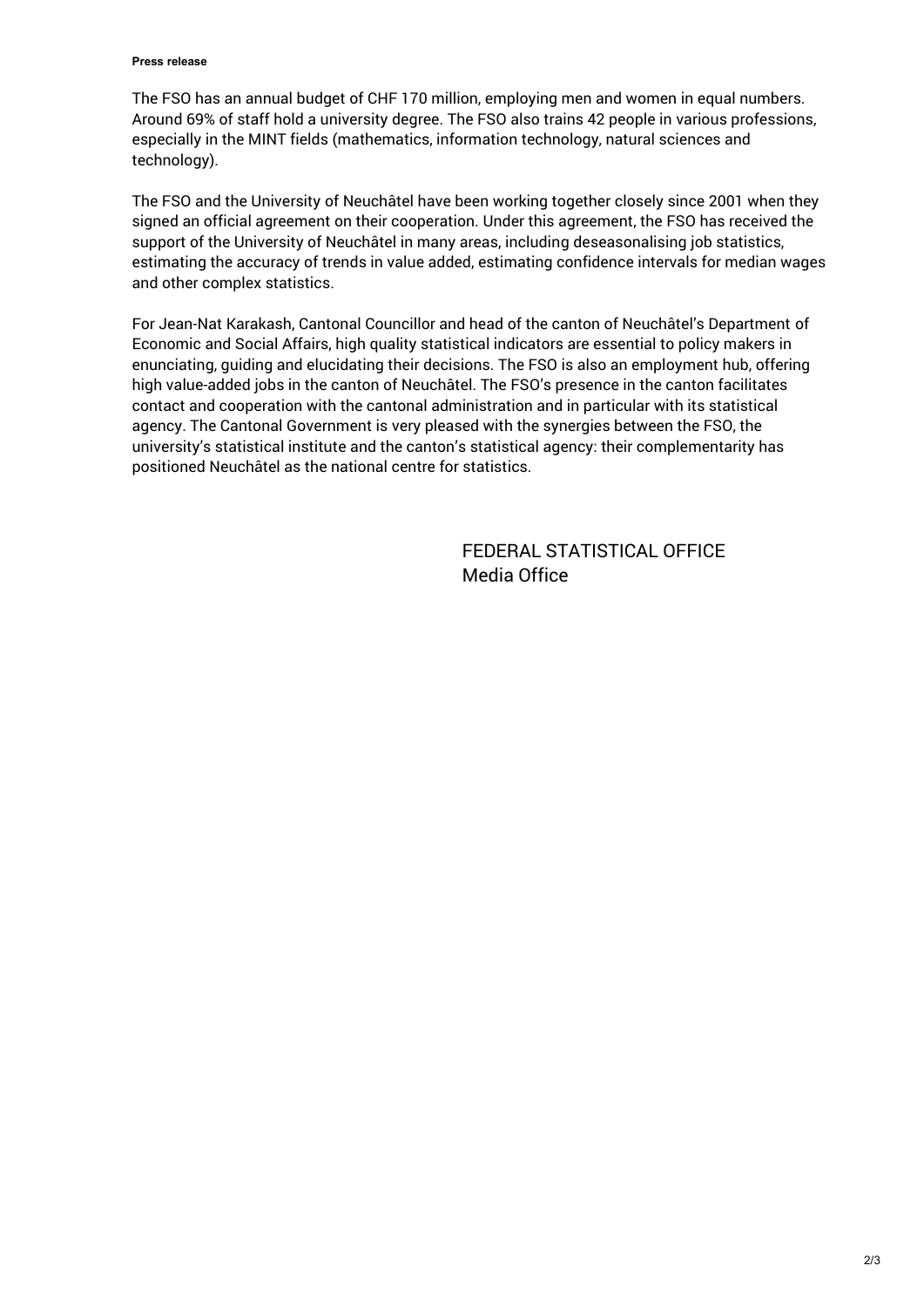The FSO has an annual budget of CHF 170 million, employing men and women in equal numbers. Around 69% of staff hold a university degree. The FSO also trains 42 people in various professions, especially in the MINT fields (mathematics, information technology, natural sciences and technology).

The FSO and the University of Neuchâtel have been working together closely since 2001 when they signed an official agreement on their cooperation. Under this agreement, the FSO has received the support of the University of Neuchâtel in many areas, including deseasonalising job statistics, estimating the accuracy of trends in value added, estimating confidence intervals for median wages and other complex statistics.

For Jean-Nat Karakash, Cantonal Councillor and head of the canton of Neuchâtel's Department of Economic and Social Affairs, high quality statistical indicators are essential to policy makers in enunciating, guiding and elucidating their decisions. The FSO is also an employment hub, offering high value-added jobs in the canton of Neuchâtel. The FSO's presence in the canton facilitates contact and cooperation with the cantonal administration and in particular with its statistical agency. The Cantonal Government is very pleased with the synergies between the FSO, the university's statistical institute and the canton's statistical agency: their complementarity has positioned Neuchâtel as the national centre for statistics.

FEDERAL STATISTICAL OFFICE
Media Office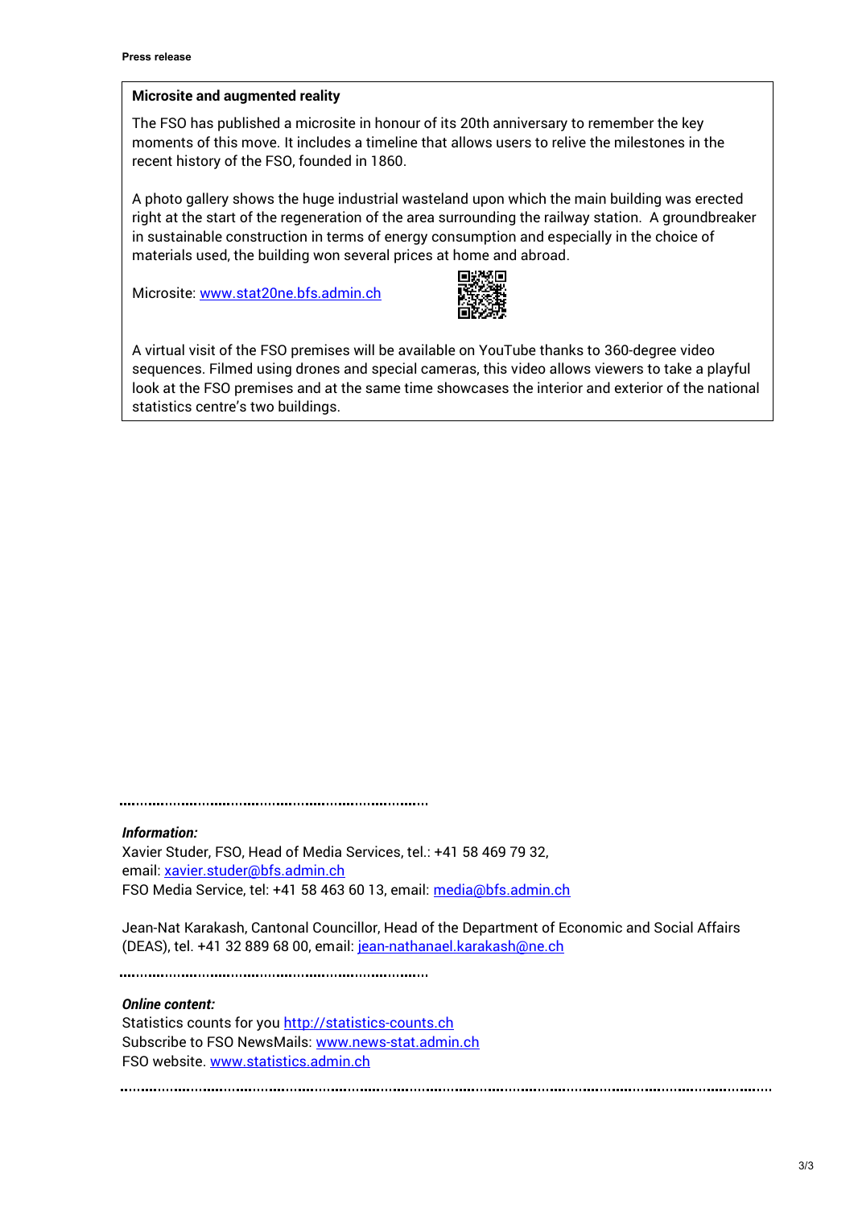**Microsite and augmented reality**

The FSO has published a microsite in honour of its 20th anniversary to remember the key moments of this move. It includes a timeline that allows users to relive the milestones in the recent history of the FSO, founded in 1860.

A photo gallery shows the huge industrial wasteland upon which the main building was erected right at the start of the regeneration of the area surrounding the railway station. A groundbreaker in sustainable construction in terms of energy consumption and especially in the choice of materials used, the building won several prices at home and abroad.

Microsite: www.stat20ne.bfs.admin.ch

A virtual visit of the FSO premises will be available on YouTube thanks to 360-degree video sequences. Filmed using drones and special cameras, this video allows viewers to take a playful look at the FSO premises and at the same time showcases the interior and exterior of the national statistics centre's two buildings.

***Information:***

Xavier Studer, FSO, Head of Media Services, tel.: +41 58 469 79 32,
email: xavier.studer@bfs.admin.ch
FSO Media Service, tel: +41 58 463 60 13, email: media@bfs.admin.ch

Jean-Nat Karakash, Cantonal Councillor, Head of the Department of Economic and Social Affairs (DEAS), tel. +41 32 889 68 00, email: jean-nathanael.karakash@ne.ch

***Online content:***

Statistics counts for you http://statistics-counts.ch
Subscribe to FSO NewsMails: www.news-stat.admin.ch
FSO website. www.statistics.admin.ch